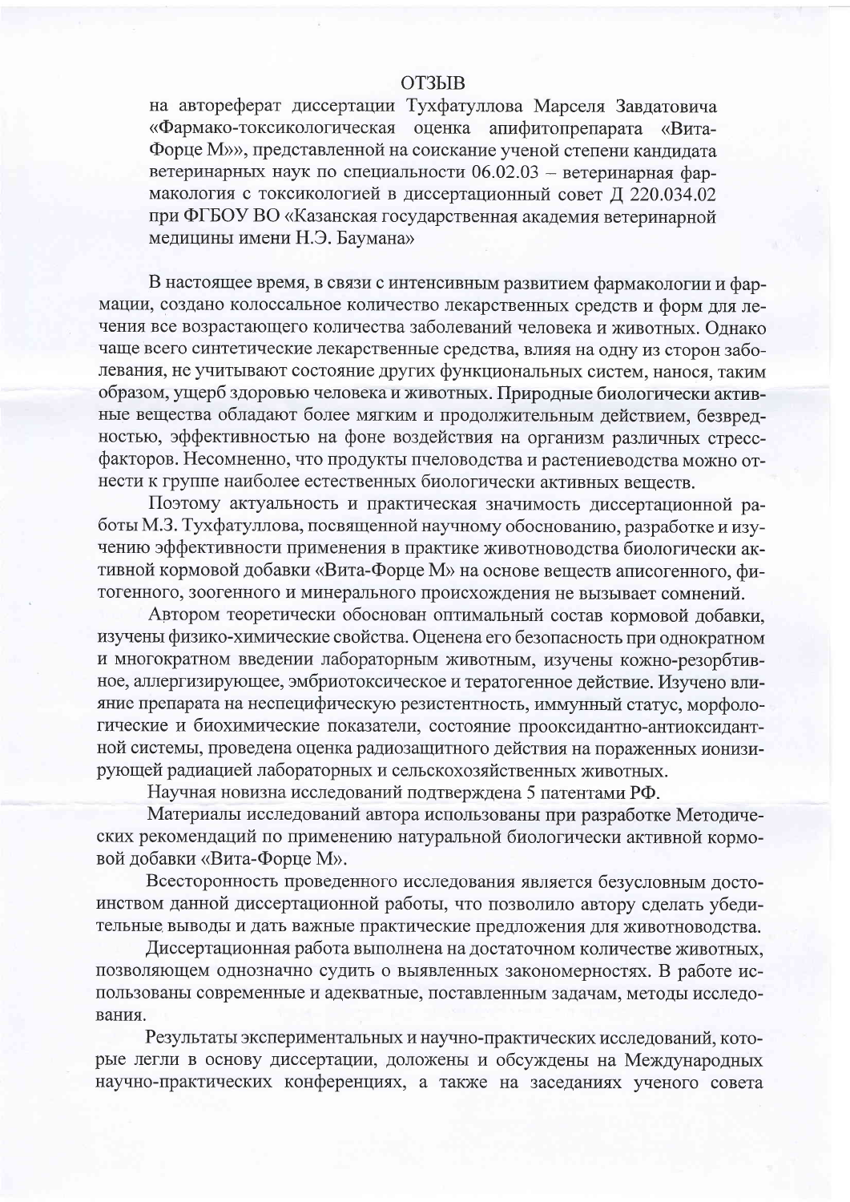# ОТЗЫВ

на автореферат диссертации Тухфатуллова Марселя Завдатовича «Фармако-токсикологическая оценка апифитопрепарата «Вита-Форце М»», представленной на соискание ученой степени кандидата ветеринарных наук по специальности 06.02.03 – ветеринарная фармакология с токсикологией в диссертационный совет Д 220.034.02 при ФГБОУ ВО «Казанская государственная академия ветеринарной медицины имени Н.Э. Баумана»

В настоящее время, в связи с интенсивным развитием фармакологии и фармации, создано колоссальное количество лекарственных средств и форм для лечения все возрастающего количества заболеваний человека и животных. Однако чаще всего синтетические лекарственные средства, влияя на одну из сторон заболевания, не учитывают состояние других функциональных систем, нанося, таким образом, ущерб здоровью человека и животных. Природные биологически активные вещества обладают более мягким и продолжительным действием, безвредностью, эффективностью на фоне воздействия на организм различных стресс-факторов. Несомненно, что продукты пчеловодства и растениеводства можно отнести к группе наиболее естественных биологически активных веществ.

Поэтому актуальность и практическая значимость диссертационной работы М.З. Тухфатуллова, посвященной научному обоснованию, разработке и изучению эффективности применения в практике животноводства биологически активной кормовой добавки «Вита-Форце М» на основе веществ announcementсогенного, фитогенного, зоогенного и минерального происхождения не вызывает сомнений.

Автором теоретически обоснован оптимальный состав кормовой добавки, изучены физико-химические свойства. Оценена его безопасность при однократном и многократном введении лабораторным животным, изучены кожно-резорбтивное, аллергизирующее, эмбриотоксическое и тератогенное действие. Изучено влияние препарата на неспецифическую резистентность, иммунный статус, морфологические и биохимические показатели, состояние прооксидантно-антиоксидантной системы, проведена оценка радиозащитного действия на пораженных ионизирующей радиацией лабораторных и сельскохозяйственных животных.

Научная новизна исследований подтверждена 5 патентами РФ.

Материалы исследований автора использованы при разработке Методических рекомендаций по применению натуральной биологически активной кормовой добавки «Вита-Форце М».

Всесторонность проведенного исследования является безусловным достоинством данной диссертационной работы, что позволило автору сделать убедительные выводы и дать важные практические предложения для животноводства.

Диссертационная работа выполнена на достаточном количестве животных, позволяющем однозначно судить о выявленных закономерностях. В работе использованы современные и адекватные, поставленным задачам, методы исследования.

Результаты экспериментальных и научно-практических исследований, которые легли в основу диссертации, доложены и обсуждены на Международных научно-практических конференциях, а также на заседаниях ученого совета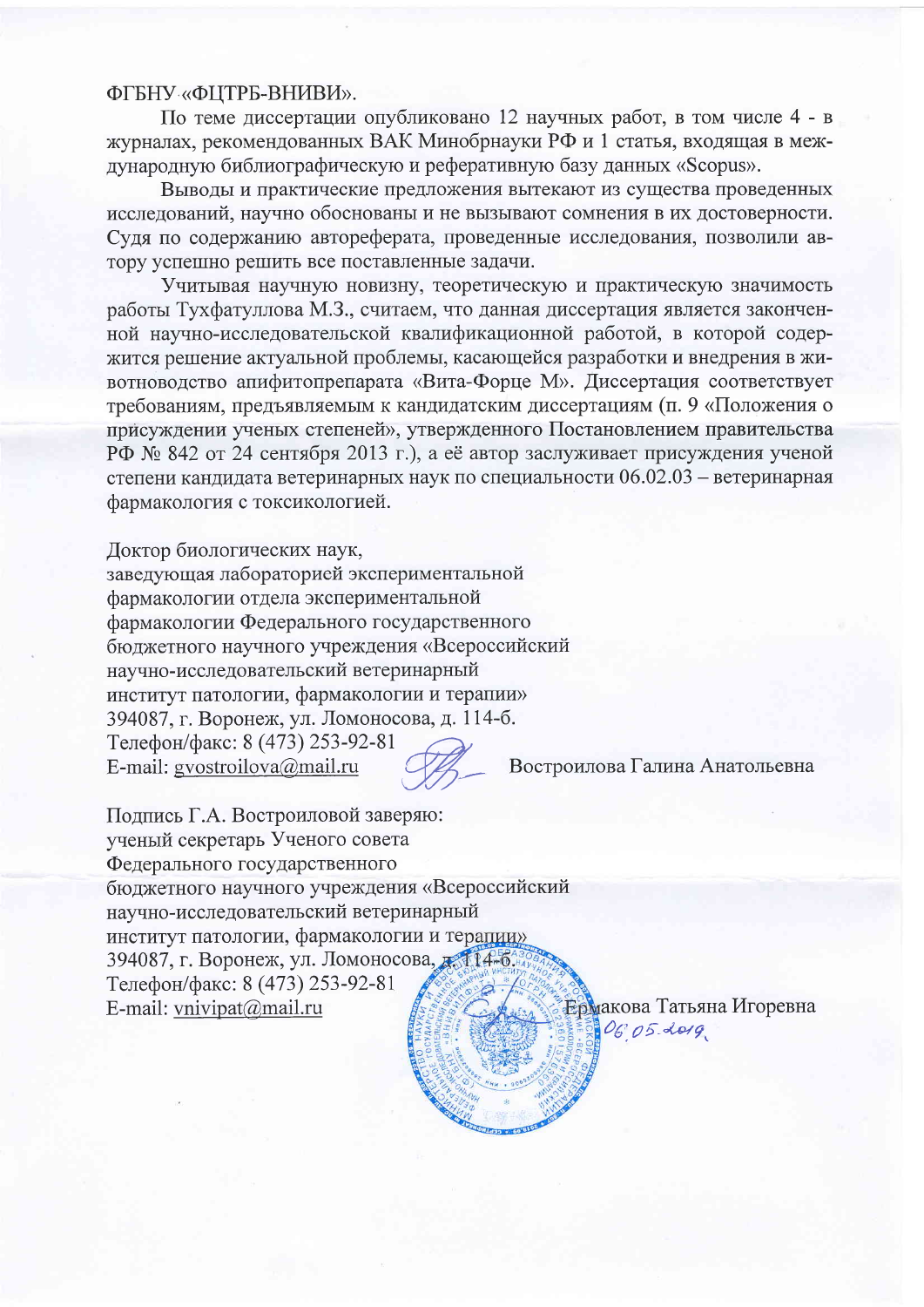ФГБНУ «ФЦТРБ-ВНИВИ».

По теме диссертации опубликовано 12 научных работ, в том числе 4 - в журналах, рекомендованных ВАК Минобрнауки РФ и 1 статья, входящая в международную библиографическую и реферативную базу данных «Scopus».

Выводы и практические предложения вытекают из существа проведенных исследований, научно обоснованы и не вызывают сомнения в их достоверности. Судя по содержанию автореферата, проведенные исследования, позволили автору успешно решить все поставленные задачи.

Учитывая научную новизну, теоретическую и практическую значимость работы Тухфатуллова М.З., считаем, что данная диссертация является законченной научно-исследовательской квалификационной работой, в которой содержится решение актуальной проблемы, касающейся разработки и внедрения в животноводство апифитопрепарата «Вита-Форце М». Диссертация соответствует требованиям, предъявляемым к кандидатским диссертациям (п. 9 «Положения о присуждении ученых степеней», утвержденного Постановлением правительства РФ № 842 от 24 сентября 2013 г.), а её автор заслуживает присуждения ученой степени кандидата ветеринарных наук по специальности 06.02.03 – ветеринарная фармакология с токсикологией.

Доктор биологических наук,
заведующая лабораторией экспериментальной фармакологии отдела экспериментальной фармакологии Федерального государственного бюджетного научного учреждения «Всероссийский научно-исследовательский ветеринарный институт патологии, фармакологии и терапии»
394087, г. Воронеж, ул. Ломоносова, д. 114-б.
Телефон/факс: 8 (473) 253-92-81
E-mail: gvostroilova@mail.ru

Востроилова Галина Анатольевна

Подпись Г.А. Востроиловой заверяю:
ученый секретарь Ученого совета
Федерального государственного бюджетного научного учреждения «Всероссийский научно-исследовательский ветеринарный институт патологии, фармакологии и терапии»
394087, г. Воронеж, ул. Ломоносова, д. 114-б
Телефон/факс: 8 (473) 253-92-81
E-mail: vnivipat@mail.ru

Ермакова Татьяна Игоревна

06.05.2019.